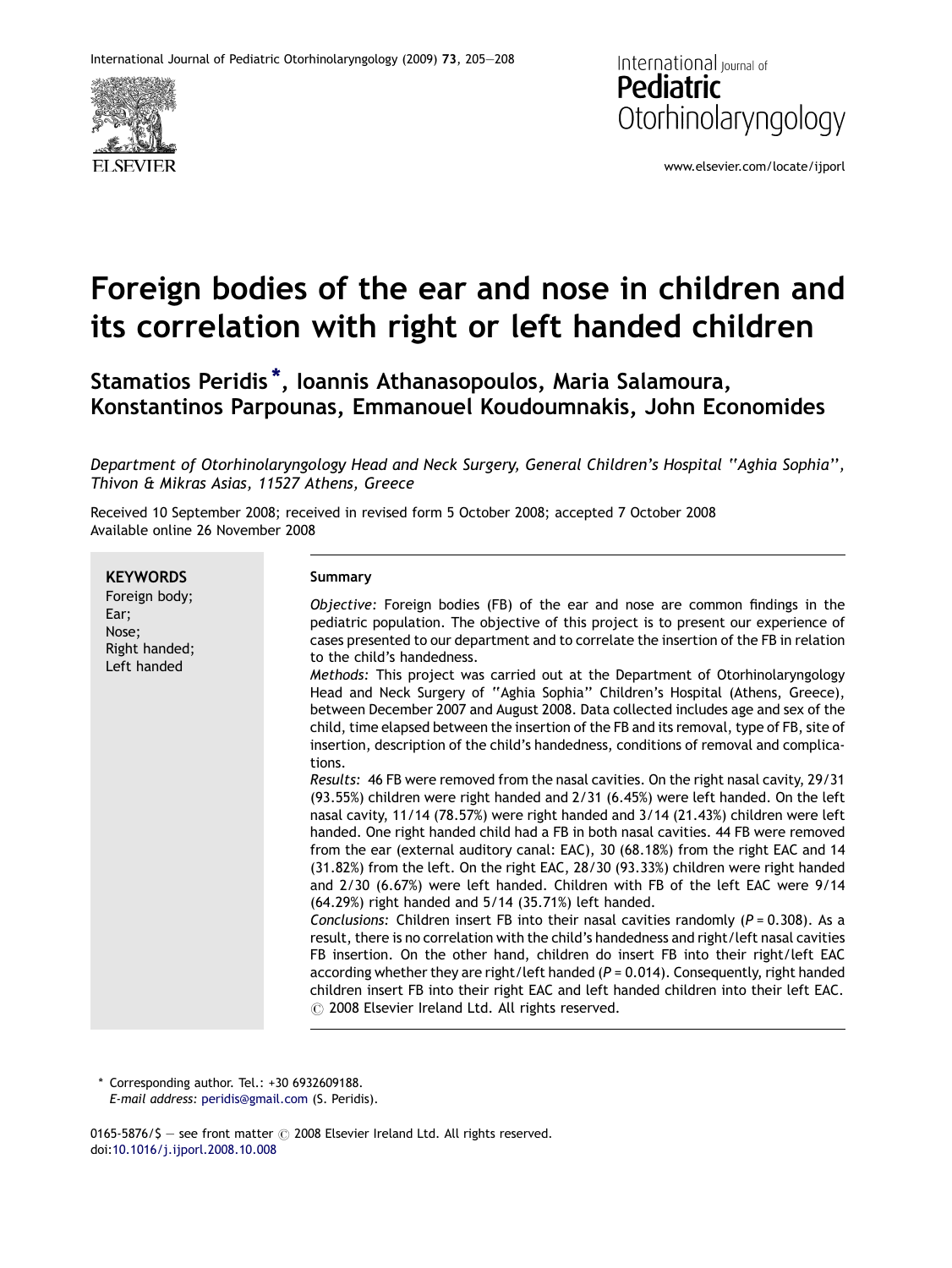# Foreign bodies of the ear and nose in children and its correlation with right or left handed children

Stamatios Peridis *, Ioannis Athanasopoulos, Maria Salamoura, Konstantinos Parpounas, Emmanouel Koudoumnakis, John Economides

*Department of Otorhinolaryngology Head and Neck Surgery, General Children's Hospital ''Aghia Sophia'', Thivon & Mikras Asias, 11527 Athens, Greece*

Received 10 September 2008; received in revised form 5 October 2008; accepted 7 October 2008
Available online 26 November 2008

**KEYWORDS**
Foreign body;
Ear;
Nose;
Right handed;
Left handed

**Summary**

*Objective:* Foreign bodies (FB) of the ear and nose are common findings in the pediatric population. The objective of this project is to present our experience of cases presented to our department and to correlate the insertion of the FB in relation to the child's handedness.

*Methods:* This project was carried out at the Department of Otorhinolaryngology Head and Neck Surgery of ''Aghia Sophia'' Children's Hospital (Athens, Greece), between December 2007 and August 2008. Data collected includes age and sex of the child, time elapsed between the insertion of the FB and its removal, type of FB, site of insertion, description of the child's handedness, conditions of removal and complications.

*Results:* 46 FB were removed from the nasal cavities. On the right nasal cavity, 29/31 (93.55%) children were right handed and 2/31 (6.45%) were left handed. On the left nasal cavity, 11/14 (78.57%) were right handed and 3/14 (21.43%) children were left handed. One right handed child had a FB in both nasal cavities. 44 FB were removed from the ear (external auditory canal: EAC), 30 (68.18%) from the right EAC and 14 (31.82%) from the left. On the right EAC, 28/30 (93.33%) children were right handed and 2/30 (6.67%) were left handed. Children with FB of the left EAC were 9/14 (64.29%) right handed and 5/14 (35.71%) left handed.

*Conclusions:* Children insert FB into their nasal cavities randomly ($P = 0.308$). As a result, there is no correlation with the child's handedness and right/left nasal cavities FB insertion. On the other hand, children do insert FB into their right/left EAC according whether they are right/left handed ($P = 0.014$). Consequently, right handed children insert FB into their right EAC and left handed children into their left EAC.
© 2008 Elsevier Ireland Ltd. All rights reserved.

\* Corresponding author. Tel.: +30 6932609188.
*E-mail address:* peridis@gmail.com (S. Peridis).

0165-5876/$ — see front matter © 2008 Elsevier Ireland Ltd. All rights reserved.
doi:10.1016/j.ijporl.2008.10.008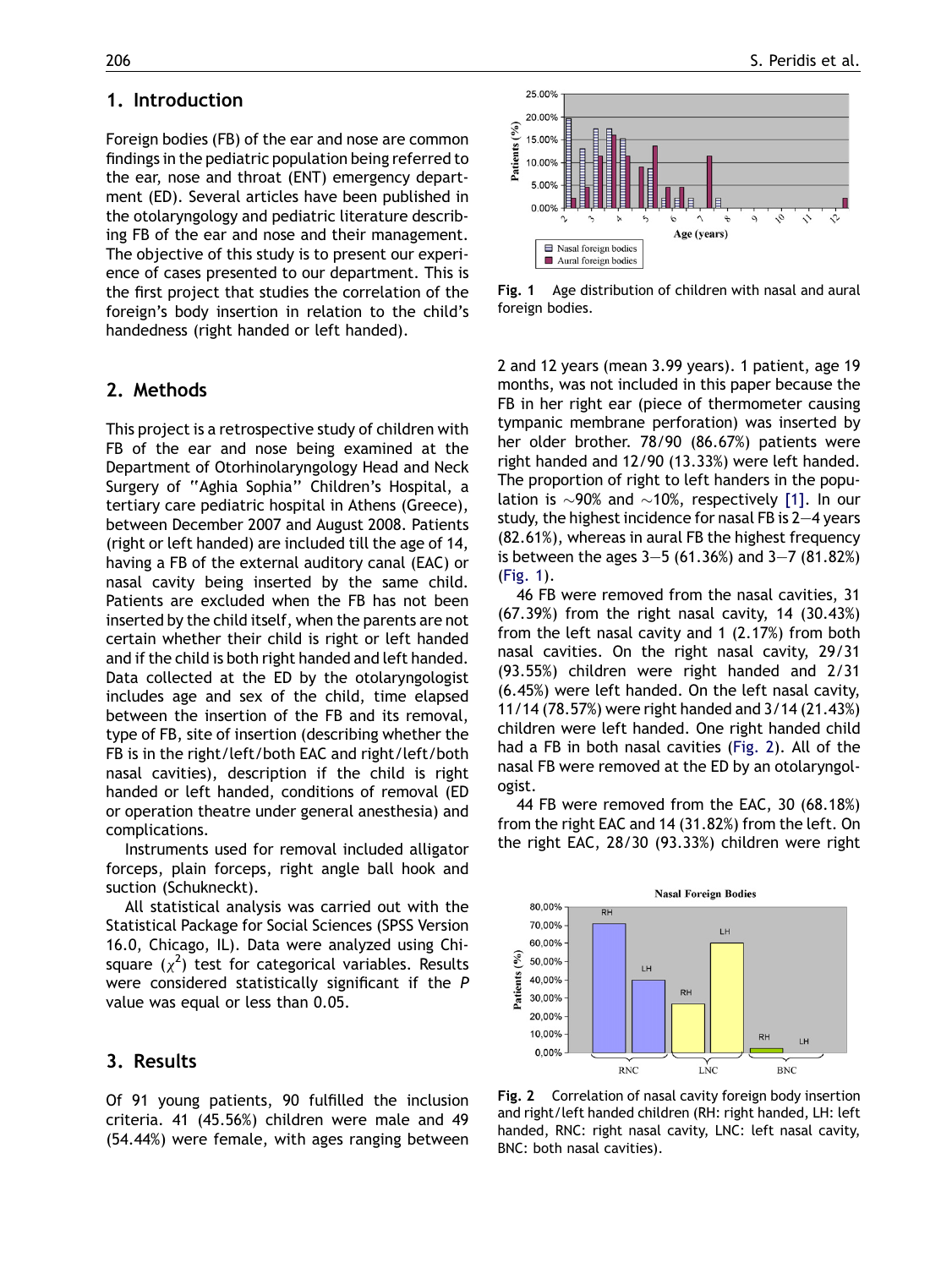## 1. Introduction

Foreign bodies (FB) of the ear and nose are common findings in the pediatric population being referred to the ear, nose and throat (ENT) emergency department (ED). Several articles have been published in the otolaryngology and pediatric literature describing FB of the ear and nose and their management. The objective of this study is to present our experience of cases presented to our department. This is the first project that studies the correlation of the foreign's body insertion in relation to the child's handedness (right handed or left handed).

## 2. Methods

This project is a retrospective study of children with FB of the ear and nose being examined at the Department of Otorhinolaryngology Head and Neck Surgery of ''Aghia Sophia'' Children's Hospital, a tertiary care pediatric hospital in Athens (Greece), between December 2007 and August 2008. Patients (right or left handed) are included till the age of 14, having a FB of the external auditory canal (EAC) or nasal cavity being inserted by the same child. Patients are excluded when the FB has not been inserted by the child itself, when the parents are not certain whether their child is right or left handed and if the child is both right handed and left handed. Data collected at the ED by the otolaryngologist includes age and sex of the child, time elapsed between the insertion of the FB and its removal, type of FB, site of insertion (describing whether the FB is in the right/left/both EAC and right/left/both nasal cavities), description if the child is right handed or left handed, conditions of removal (ED or operation theatre under general anesthesia) and complications.

Instruments used for removal included alligator forceps, plain forceps, right angle ball hook and suction (Schukneckt).

All statistical analysis was carried out with the Statistical Package for Social Sciences (SPSS Version 16.0, Chicago, IL). Data were analyzed using Chi-square ($\chi^2$) test for categorical variables. Results were considered statistically significant if the $P$ value was equal or less than 0.05.

## 3. Results

Of 91 young patients, 90 fulfilled the inclusion criteria. 41 (45.56%) children were male and 49 (54.44%) were female, with ages ranging between 2 and 12 years (mean 3.99 years). 1 patient, age 19 months, was not included in this paper because the FB in her right ear (piece of thermometer causing tympanic membrane perforation) was inserted by her older brother. 78/90 (86.67%) patients were right handed and 12/90 (13.33%) were left handed. The proportion of right to left handers in the population is ~90% and ~10%, respectively [1]. In our study, the highest incidence for nasal FB is 2–4 years (82.61%), whereas in aural FB the highest frequency is between the ages 3–5 (61.36%) and 3–7 (81.82%) (Fig. 1).

46 FB were removed from the nasal cavities, 31 (67.39%) from the right nasal cavity, 14 (30.43%) from the left nasal cavity and 1 (2.17%) from both nasal cavities. On the right nasal cavity, 29/31 (93.55%) children were right handed and 2/31 (6.45%) were left handed. On the left nasal cavity, 11/14 (78.57%) were right handed and 3/14 (21.43%) children were left handed. One right handed child had a FB in both nasal cavities (Fig. 2). All of the nasal FB were removed at the ED by an otolaryngologist.

44 FB were removed from the EAC, 30 (68.18%) from the right EAC and 14 (31.82%) from the left. On the right EAC, 28/30 (93.33%) children were right

Patients (%)
25.00%
20.00%
15.00%
10.00%
5.00%
0.00%
2 3 4 5 6 7 8 9 10 11 12
Age (years)
Nasal foreign bodies
Aural foreign bodies

**Fig. 1** Age distribution of children with nasal and aural foreign bodies.

Nasal Foreign Bodies
Patients (%)
80,00%
70,00%
60,00%
50,00%
40,00%
30,00%
20,00%
10,00%
0,00%
RH LH RH LH RH LH
RNC LNC BNC

**Fig. 2** Correlation of nasal cavity foreign body insertion and right/left handed children (RH: right handed, LH: left handed, RNC: right nasal cavity, LNC: left nasal cavity, BNC: both nasal cavities).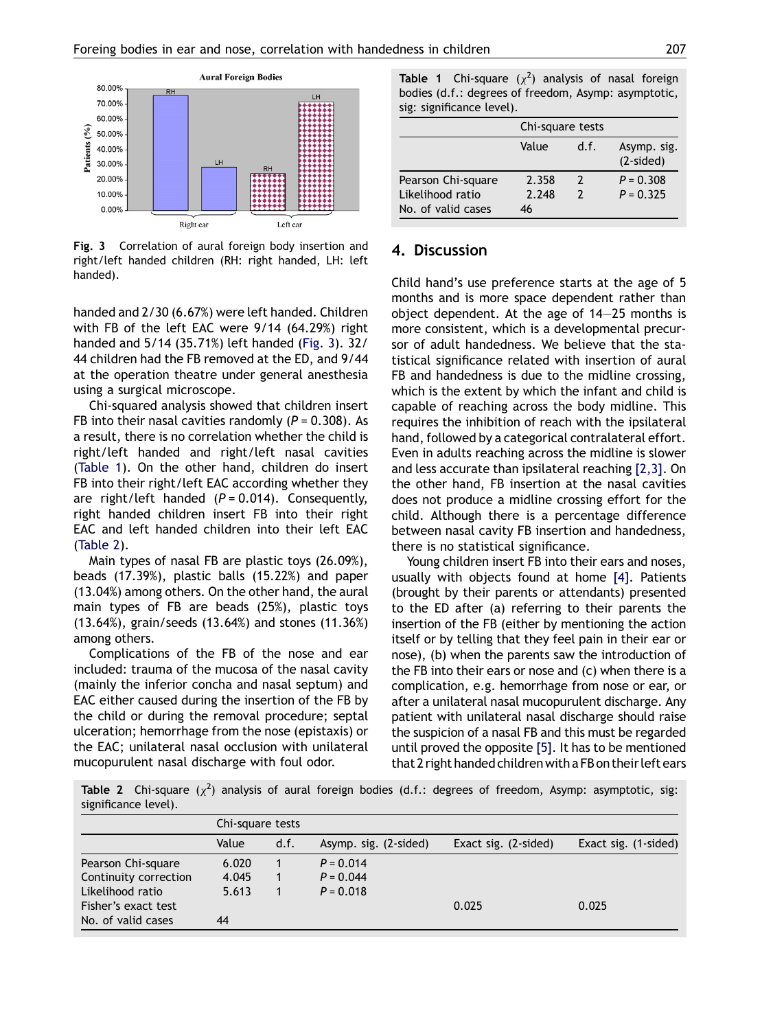Fig. 3 Correlation of aural foreign body insertion and right/left handed children (RH: right handed, LH: left handed).

handed and 2/30 (6.67%) were left handed. Children with FB of the left EAC were 9/14 (64.29%) right handed and 5/14 (35.71%) left handed (Fig. 3). 32/44 children had the FB removed at the ED, and 9/44 at the operation theatre under general anesthesia using a surgical microscope.

Chi-squared analysis showed that children insert FB into their nasal cavities randomly ($P = 0.308$). As a result, there is no correlation whether the child is right/left handed and right/left nasal cavities (Table 1). On the other hand, children do insert FB into their right/left EAC according whether they are right/left handed ($P = 0.014$). Consequently, right handed children insert FB into their right EAC and left handed children into their left EAC (Table 2).

Main types of nasal FB are plastic toys (26.09%), beads (17.39%), plastic balls (15.22%) and paper (13.04%) among others. On the other hand, the aural main types of FB are beads (25%), plastic toys (13.64%), grain/seeds (13.64%) and stones (11.36%) among others.

Complications of the FB of the nose and ear included: trauma of the mucosa of the nasal cavity (mainly the inferior concha and nasal septum) and EAC either caused during the insertion of the FB by the child or during the removal procedure; septal ulceration; hemorrhage from the nose (epistaxis) or the EAC; unilateral nasal occlusion with unilateral mucopurulent nasal discharge with foul odor.

**Table 1** Chi-square ($\chi^2$) analysis of nasal foreign bodies (d.f.: degrees of freedom, Asymp: asymptotic, sig: significance level).

| | Chi-square tests | | |
|---|---|---|---|
| | Value | d.f. | Asymp. sig. (2-sided) |
| Pearson Chi-square | 2.358 | 2 | $P = 0.308$ |
| Likelihood ratio | 2.248 | 2 | $P = 0.325$ |
| No. of valid cases | 46 | | |

## 4. Discussion

Child hand's use preference starts at the age of 5 months and is more space dependent rather than object dependent. At the age of 14—25 months is more consistent, which is a developmental precursor of adult handedness. We believe that the statistical significance related with insertion of aural FB and handedness is due to the midline crossing, which is the extent by which the infant and child is capable of reaching across the body midline. This requires the inhibition of reach with the ipsilateral hand, followed by a categorical contralateral effort. Even in adults reaching across the midline is slower and less accurate than ipsilateral reaching [2,3]. On the other hand, FB insertion at the nasal cavities does not produce a midline crossing effort for the child. Although there is a percentage difference between nasal cavity FB insertion and handedness, there is no statistical significance.

Young children insert FB into their ears and noses, usually with objects found at home [4]. Patients (brought by their parents or attendants) presented to the ED after (a) referring to their parents the insertion of the FB (either by mentioning the action itself or by telling that they feel pain in their ear or nose), (b) when the parents saw the introduction of the FB into their ears or nose and (c) when there is a complication, e.g. hemorrhage from nose or ear, or after a unilateral nasal mucopurulent discharge. Any patient with unilateral nasal discharge should raise the suspicion of a nasal FB and this must be regarded until proved the opposite [5]. It has to be mentioned that 2 right handed children with a FB on their left ears

**Table 2** Chi-square ($\chi^2$) analysis of aural foreign bodies (d.f.: degrees of freedom, Asymp: asymptotic, sig: significance level).

| | Chi-square tests | | | | |
|---|---|---|---|---|---|
| | Value | d.f. | Asymp. sig. (2-sided) | Exact sig. (2-sided) | Exact sig. (1-sided) |
| Pearson Chi-square | 6.020 | 1 | $P = 0.014$ | | |
| Continuity correction | 4.045 | 1 | $P = 0.044$ | | |
| Likelihood ratio | 5.613 | 1 | $P = 0.018$ | | |
| Fisher's exact test | | | | 0.025 | 0.025 |
| No. of valid cases | 44 | | | | |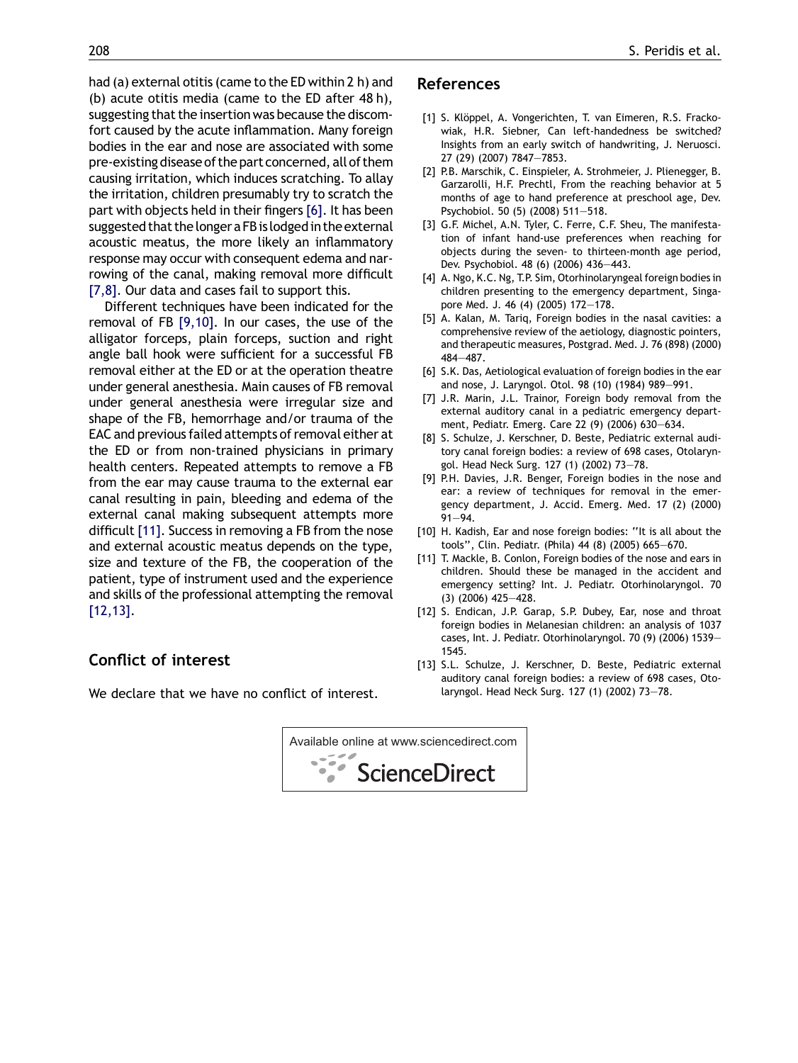had (a) external otitis (came to the ED within 2 h) and (b) acute otitis media (came to the ED after 48 h), suggesting that the insertion was because the discomfort caused by the acute inflammation. Many foreign bodies in the ear and nose are associated with some pre-existing disease of the part concerned, all of them causing irritation, which induces scratching. To allay the irritation, children presumably try to scratch the part with objects held in their fingers [6]. It has been suggested that the longer a FB is lodged in the external acoustic meatus, the more likely an inflammatory response may occur with consequent edema and narrowing of the canal, making removal more difficult [7,8]. Our data and cases fail to support this.

Different techniques have been indicated for the removal of FB [9,10]. In our cases, the use of the alligator forceps, plain forceps, suction and right angle ball hook were sufficient for a successful FB removal either at the ED or at the operation theatre under general anesthesia. Main causes of FB removal under general anesthesia were irregular size and shape of the FB, hemorrhage and/or trauma of the EAC and previous failed attempts of removal either at the ED or from non-trained physicians in primary health centers. Repeated attempts to remove a FB from the ear may cause trauma to the external ear canal resulting in pain, bleeding and edema of the external canal making subsequent attempts more difficult [11]. Success in removing a FB from the nose and external acoustic meatus depends on the type, size and texture of the FB, the cooperation of the patient, type of instrument used and the experience and skills of the professional attempting the removal [12,13].

## Conflict of interest

We declare that we have no conflict of interest.

## References

[1] S. Klöppel, A. Vongerichten, T. van Eimeren, R.S. Frackowiak, H.R. Siebner, Can left-handedness be switched? Insights from an early switch of handwriting, J. Neruosci. 27 (29) (2007) 7847—7853.

[2] P.B. Marschik, C. Einspieler, A. Strohmeier, J. Plienegger, B. Garzarolli, H.F. Prechtl, From the reaching behavior at 5 months of age to hand preference at preschool age, Dev. Psychobiol. 50 (5) (2008) 511—518.

[3] G.F. Michel, A.N. Tyler, C. Ferre, C.F. Sheu, The manifestation of infant hand-use preferences when reaching for objects during the seven- to thirteen-month age period, Dev. Psychobiol. 48 (6) (2006) 436—443.

[4] A. Ngo, K.C. Ng, T.P. Sim, Otorhinolaryngeal foreign bodies in children presenting to the emergency department, Singapore Med. J. 46 (4) (2005) 172—178.

[5] A. Kalan, M. Tariq, Foreign bodies in the nasal cavities: a comprehensive review of the aetiology, diagnostic pointers, and therapeutic measures, Postgrad. Med. J. 76 (898) (2000) 484—487.

[6] S.K. Das, Aetiological evaluation of foreign bodies in the ear and nose, J. Laryngol. Otol. 98 (10) (1984) 989—991.

[7] J.R. Marin, J.L. Trainor, Foreign body removal from the external auditory canal in a pediatric emergency department, Pediatr. Emerg. Care 22 (9) (2006) 630—634.

[8] S. Schulze, J. Kerschner, D. Beste, Pediatric external auditory canal foreign bodies: a review of 698 cases, Otolaryngol. Head Neck Surg. 127 (1) (2002) 73—78.

[9] P.H. Davies, J.R. Benger, Foreign bodies in the nose and ear: a review of techniques for removal in the emergency department, J. Accid. Emerg. Med. 17 (2) (2000) 91—94.

[10] H. Kadish, Ear and nose foreign bodies: ''It is all about the tools'', Clin. Pediatr. (Phila) 44 (8) (2005) 665—670.

[11] T. Mackle, B. Conlon, Foreign bodies of the nose and ears in children. Should these be managed in the accident and emergency setting? Int. J. Pediatr. Otorhinolaryngol. 70 (3) (2006) 425—428.

[12] S. Endican, J.P. Garap, S.P. Dubey, Ear, nose and throat foreign bodies in Melanesian children: an analysis of 1037 cases, Int. J. Pediatr. Otorhinolaryngol. 70 (9) (2006) 1539—1545.

[13] S.L. Schulze, J. Kerschner, D. Beste, Pediatric external auditory canal foreign bodies: a review of 698 cases, Otolaryngol. Head Neck Surg. 127 (1) (2002) 73—78.

Available online at www.sciencedirect.com

ScienceDirect